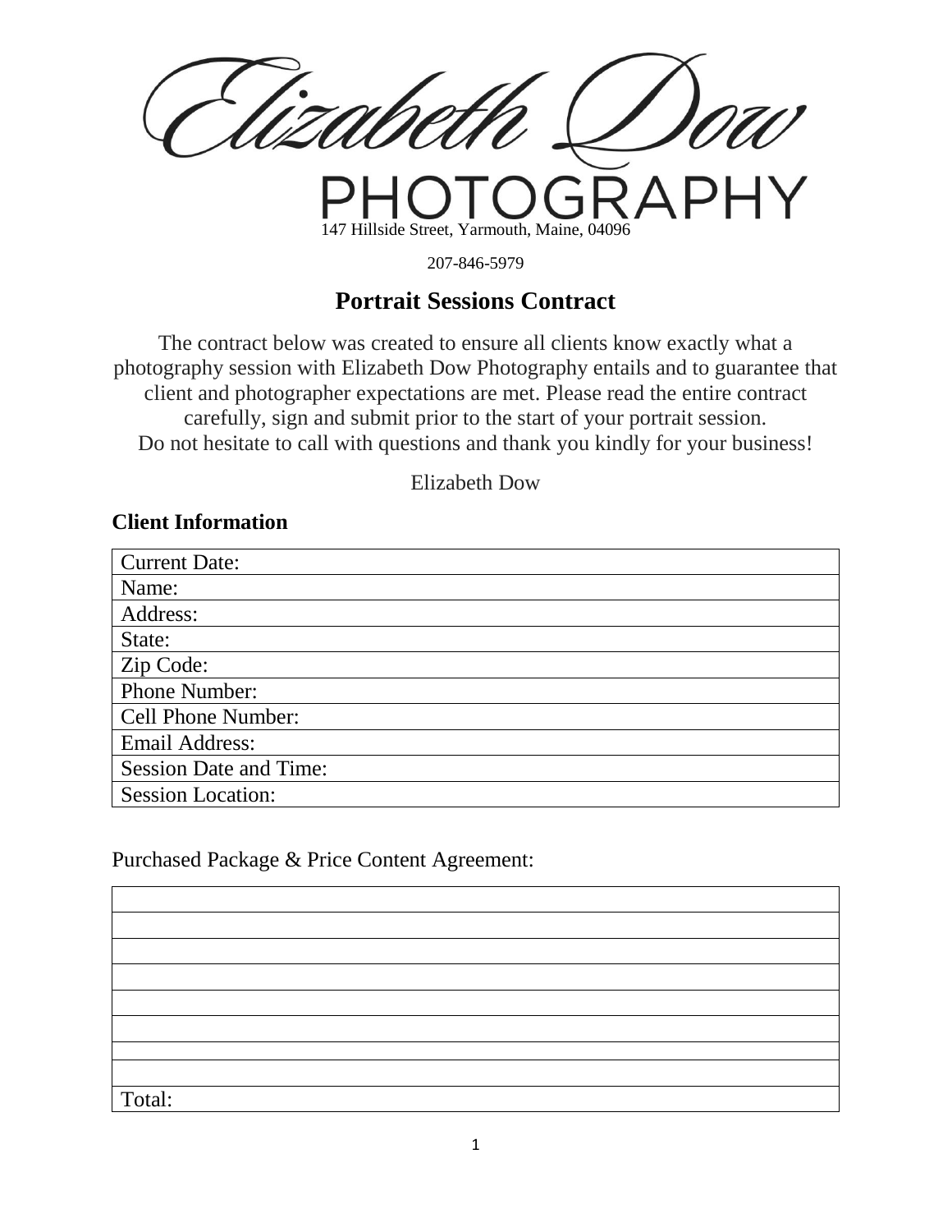# Elizabeth Dow PHOTOGRAPHY

147 Hillside Street, Yarmouth, Maine, 04096

207-846-5979

## Portrait Sessions Contract

The contract below was created to ensure all clients know exactly what a photography session with Elizabeth Dow Photography entails and to guarantee that client and photographer expectations are met. Please read the entire contract carefully, sign and submit prior to the start of your portrait session.
Do not hesitate to call with questions and thank you kindly for your business!

Elizabeth Dow

### Client Information

| Current Date: |
|---|
| Name: |
| Address: |
| State: |
| Zip Code: |
| Phone Number: |
| Cell Phone Number: |
| Email Address: |
| Session Date and Time: |
| Session Location: |

Purchased Package & Price Content Agreement:

| |
|---|
| |
| |
| |
| |
| |
| |
| |
| Total: |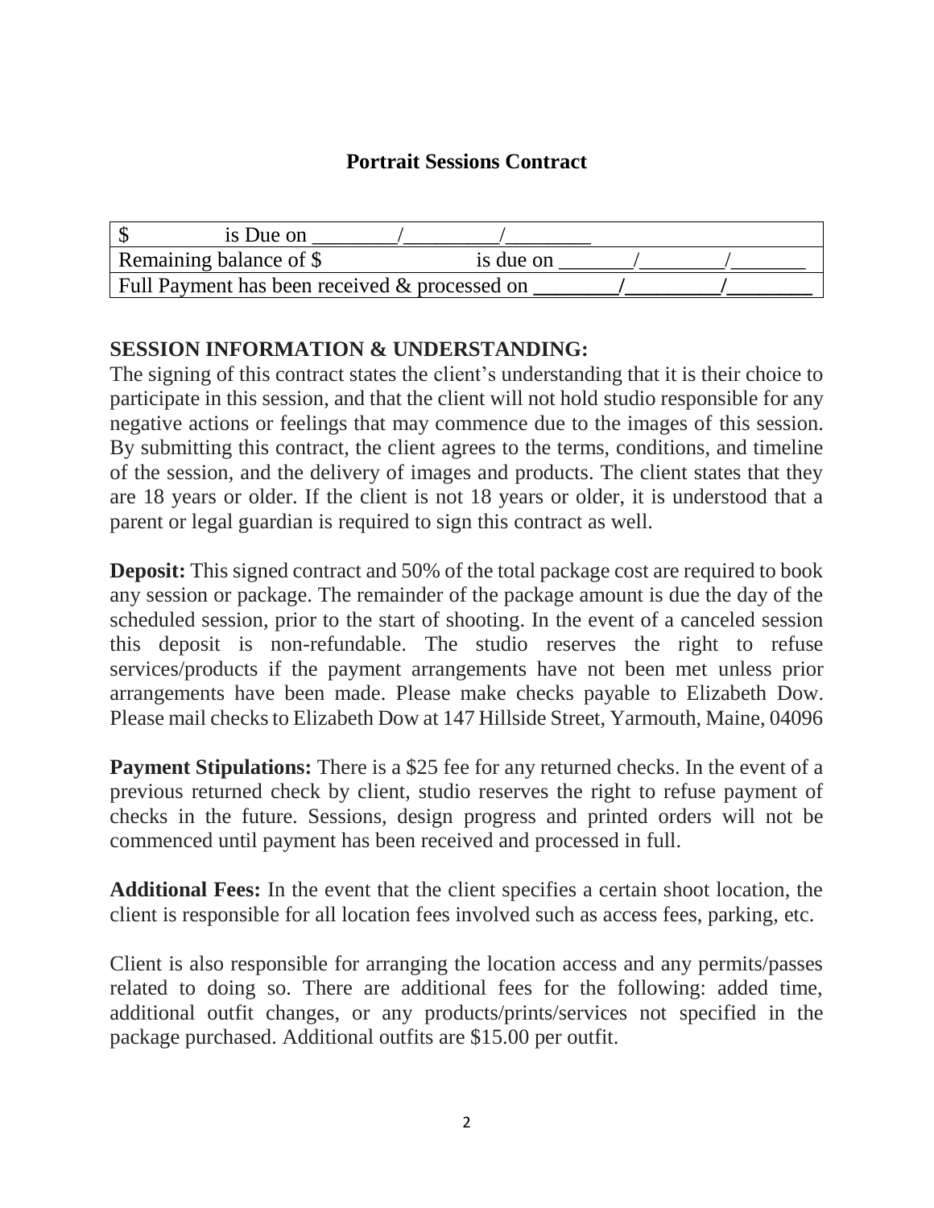## Portrait Sessions Contract

| $ &nbsp;&nbsp;&nbsp;&nbsp;&nbsp;&nbsp;&nbsp;&nbsp;&nbsp;&nbsp;&nbsp; is Due on ________/_________/________ |
|---|
| Remaining balance of $ &nbsp;&nbsp;&nbsp;&nbsp;&nbsp;&nbsp;&nbsp;&nbsp;&nbsp;&nbsp;&nbsp;&nbsp;&nbsp; is due on _______/________/_______ |
| Full Payment has been received & processed on ________/_________/________ |

**SESSION INFORMATION & UNDERSTANDING:**
The signing of this contract states the client's understanding that it is their choice to participate in this session, and that the client will not hold studio responsible for any negative actions or feelings that may commence due to the images of this session. By submitting this contract, the client agrees to the terms, conditions, and timeline of the session, and the delivery of images and products. The client states that they are 18 years or older. If the client is not 18 years or older, it is understood that a parent or legal guardian is required to sign this contract as well.

**Deposit:** This signed contract and 50% of the total package cost are required to book any session or package. The remainder of the package amount is due the day of the scheduled session, prior to the start of shooting. In the event of a canceled session this deposit is non-refundable. The studio reserves the right to refuse services/products if the payment arrangements have not been met unless prior arrangements have been made. Please make checks payable to Elizabeth Dow. Please mail checks to Elizabeth Dow at 147 Hillside Street, Yarmouth, Maine, 04096

**Payment Stipulations:** There is a $25 fee for any returned checks. In the event of a previous returned check by client, studio reserves the right to refuse payment of checks in the future. Sessions, design progress and printed orders will not be commenced until payment has been received and processed in full.

**Additional Fees:** In the event that the client specifies a certain shoot location, the client is responsible for all location fees involved such as access fees, parking, etc.

Client is also responsible for arranging the location access and any permits/passes related to doing so. There are additional fees for the following: added time, additional outfit changes, or any products/prints/services not specified in the package purchased. Additional outfits are $15.00 per outfit.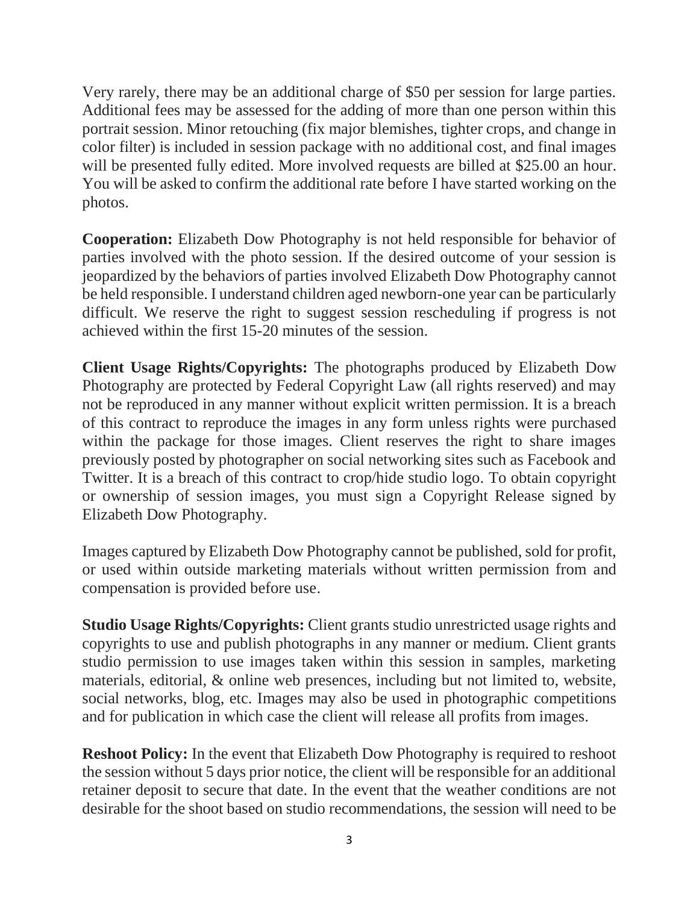Very rarely, there may be an additional charge of $50 per session for large parties. Additional fees may be assessed for the adding of more than one person within this portrait session. Minor retouching (fix major blemishes, tighter crops, and change in color filter) is included in session package with no additional cost, and final images will be presented fully edited. More involved requests are billed at $25.00 an hour. You will be asked to confirm the additional rate before I have started working on the photos.

**Cooperation:** Elizabeth Dow Photography is not held responsible for behavior of parties involved with the photo session. If the desired outcome of your session is jeopardized by the behaviors of parties involved Elizabeth Dow Photography cannot be held responsible. I understand children aged newborn-one year can be particularly difficult. We reserve the right to suggest session rescheduling if progress is not achieved within the first 15-20 minutes of the session.

**Client Usage Rights/Copyrights:** The photographs produced by Elizabeth Dow Photography are protected by Federal Copyright Law (all rights reserved) and may not be reproduced in any manner without explicit written permission. It is a breach of this contract to reproduce the images in any form unless rights were purchased within the package for those images. Client reserves the right to share images previously posted by photographer on social networking sites such as Facebook and Twitter. It is a breach of this contract to crop/hide studio logo. To obtain copyright or ownership of session images, you must sign a Copyright Release signed by Elizabeth Dow Photography.

Images captured by Elizabeth Dow Photography cannot be published, sold for profit, or used within outside marketing materials without written permission from and compensation is provided before use.

**Studio Usage Rights/Copyrights:** Client grants studio unrestricted usage rights and copyrights to use and publish photographs in any manner or medium. Client grants studio permission to use images taken within this session in samples, marketing materials, editorial, & online web presences, including but not limited to, website, social networks, blog, etc. Images may also be used in photographic competitions and for publication in which case the client will release all profits from images.

**Reshoot Policy:** In the event that Elizabeth Dow Photography is required to reshoot the session without 5 days prior notice, the client will be responsible for an additional retainer deposit to secure that date. In the event that the weather conditions are not desirable for the shoot based on studio recommendations, the session will need to be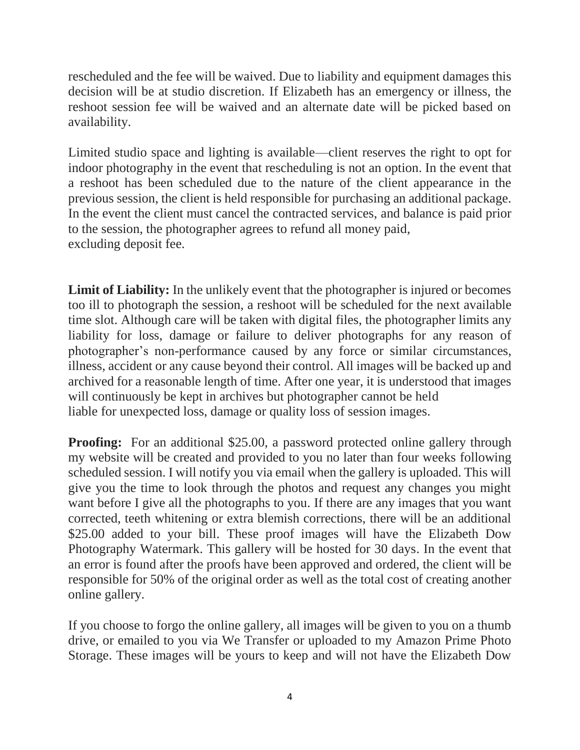rescheduled and the fee will be waived. Due to liability and equipment damages this decision will be at studio discretion. If Elizabeth has an emergency or illness, the reshoot session fee will be waived and an alternate date will be picked based on availability.

Limited studio space and lighting is available—client reserves the right to opt for indoor photography in the event that rescheduling is not an option. In the event that a reshoot has been scheduled due to the nature of the client appearance in the previous session, the client is held responsible for purchasing an additional package. In the event the client must cancel the contracted services, and balance is paid prior to the session, the photographer agrees to refund all money paid, excluding deposit fee.

**Limit of Liability:** In the unlikely event that the photographer is injured or becomes too ill to photograph the session, a reshoot will be scheduled for the next available time slot. Although care will be taken with digital files, the photographer limits any liability for loss, damage or failure to deliver photographs for any reason of photographer's non-performance caused by any force or similar circumstances, illness, accident or any cause beyond their control. All images will be backed up and archived for a reasonable length of time. After one year, it is understood that images will continuously be kept in archives but photographer cannot be held liable for unexpected loss, damage or quality loss of session images.

**Proofing:** For an additional $25.00, a password protected online gallery through my website will be created and provided to you no later than four weeks following scheduled session. I will notify you via email when the gallery is uploaded. This will give you the time to look through the photos and request any changes you might want before I give all the photographs to you. If there are any images that you want corrected, teeth whitening or extra blemish corrections, there will be an additional $25.00 added to your bill. These proof images will have the Elizabeth Dow Photography Watermark. This gallery will be hosted for 30 days. In the event that an error is found after the proofs have been approved and ordered, the client will be responsible for 50% of the original order as well as the total cost of creating another online gallery.

If you choose to forgo the online gallery, all images will be given to you on a thumb drive, or emailed to you via We Transfer or uploaded to my Amazon Prime Photo Storage. These images will be yours to keep and will not have the Elizabeth Dow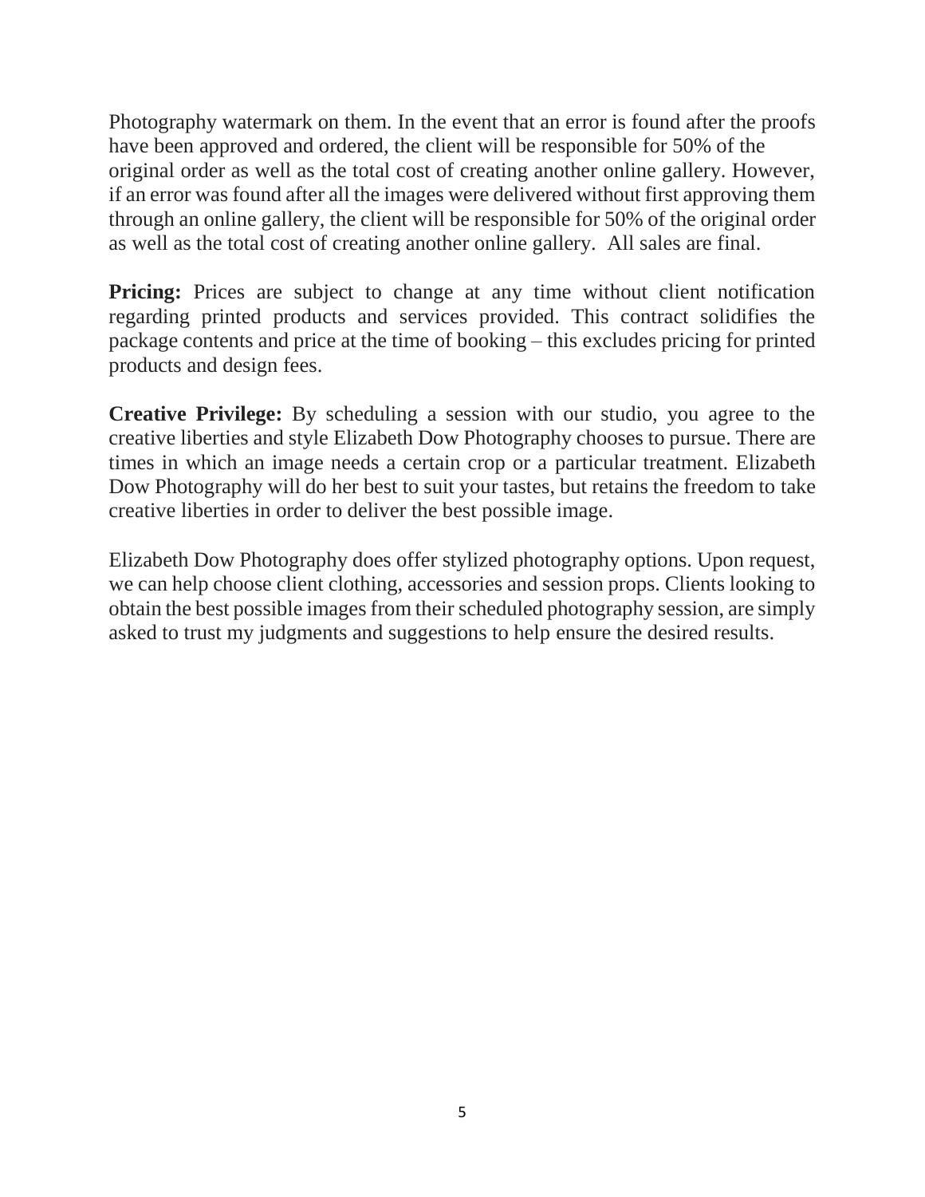Photography watermark on them. In the event that an error is found after the proofs have been approved and ordered, the client will be responsible for 50% of the original order as well as the total cost of creating another online gallery. However, if an error was found after all the images were delivered without first approving them through an online gallery, the client will be responsible for 50% of the original order as well as the total cost of creating another online gallery. All sales are final.

**Pricing:** Prices are subject to change at any time without client notification regarding printed products and services provided. This contract solidifies the package contents and price at the time of booking – this excludes pricing for printed products and design fees.

**Creative Privilege:** By scheduling a session with our studio, you agree to the creative liberties and style Elizabeth Dow Photography chooses to pursue. There are times in which an image needs a certain crop or a particular treatment. Elizabeth Dow Photography will do her best to suit your tastes, but retains the freedom to take creative liberties in order to deliver the best possible image.

Elizabeth Dow Photography does offer stylized photography options. Upon request, we can help choose client clothing, accessories and session props. Clients looking to obtain the best possible images from their scheduled photography session, are simply asked to trust my judgments and suggestions to help ensure the desired results.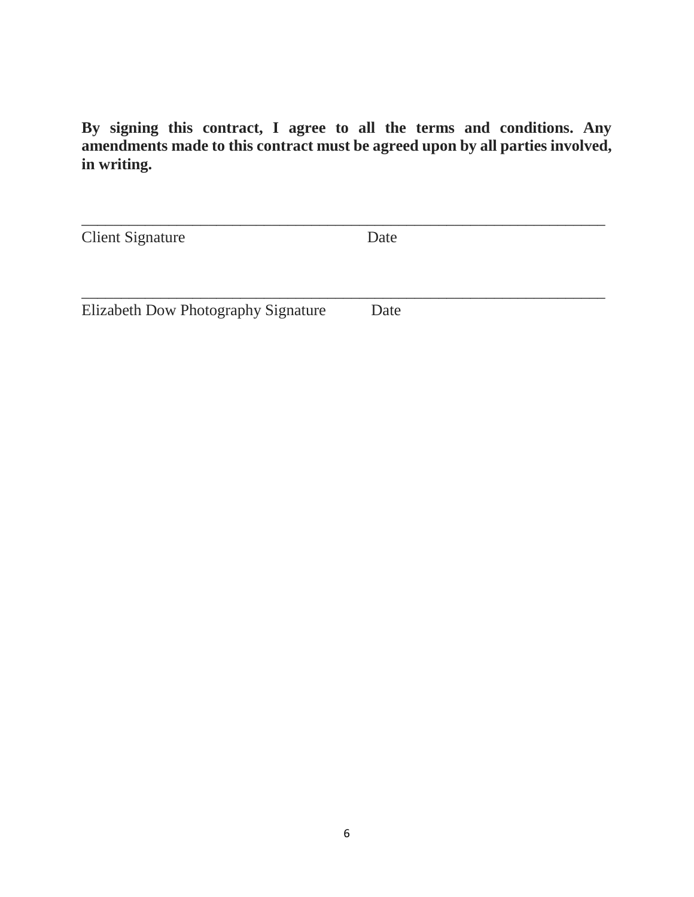**By signing this contract, I agree to all the terms and conditions. Any amendments made to this contract must be agreed upon by all parties involved, in writing.**

_________________________________________________________________________

Client Signature                                          Date

_________________________________________________________________________

Elizabeth Dow Photography Signature          Date